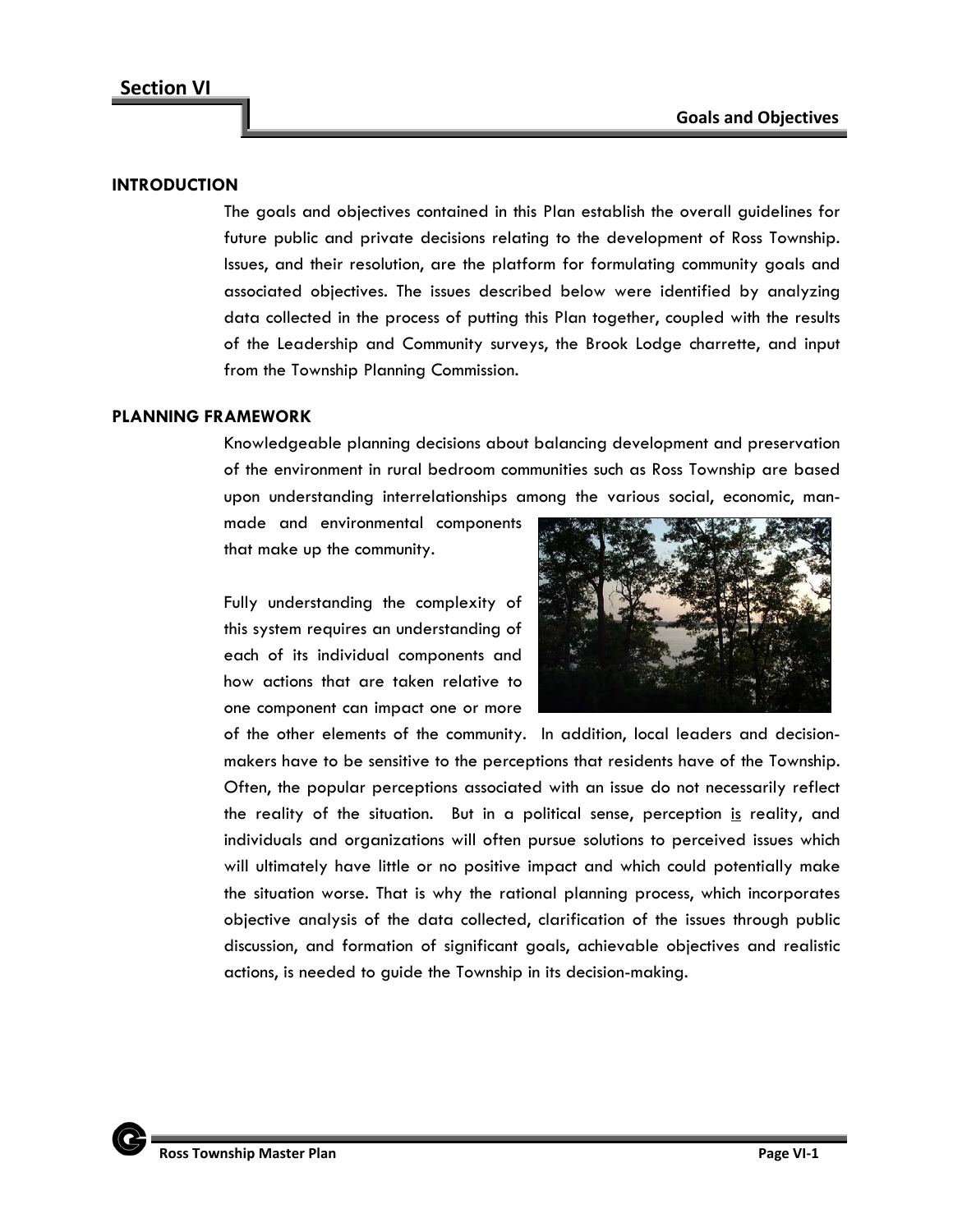# Section VI

## Goals and Objectives

### INTRODUCTION

The goals and objectives contained in this Plan establish the overall guidelines for future public and private decisions relating to the development of Ross Township. Issues, and their resolution, are the platform for formulating community goals and associated objectives. The issues described below were identified by analyzing data collected in the process of putting this Plan together, coupled with the results of the Leadership and Community surveys, the Brook Lodge charrette, and input from the Township Planning Commission.

### PLANNING FRAMEWORK

Knowledgeable planning decisions about balancing development and preservation of the environment in rural bedroom communities such as Ross Township are based upon understanding interrelationships among the various social, economic, man-made and environmental components that make up the community.

Fully understanding the complexity of this system requires an understanding of each of its individual components and how actions that are taken relative to one component can impact one or more of the other elements of the community. In addition, local leaders and decision-makers have to be sensitive to the perceptions that residents have of the Township. Often, the popular perceptions associated with an issue do not necessarily reflect the reality of the situation. But in a political sense, perception is reality, and individuals and organizations will often pursue solutions to perceived issues which will ultimately have little or no positive impact and which could potentially make the situation worse. That is why the rational planning process, which incorporates objective analysis of the data collected, clarification of the issues through public discussion, and formation of significant goals, achievable objectives and realistic actions, is needed to guide the Township in its decision-making.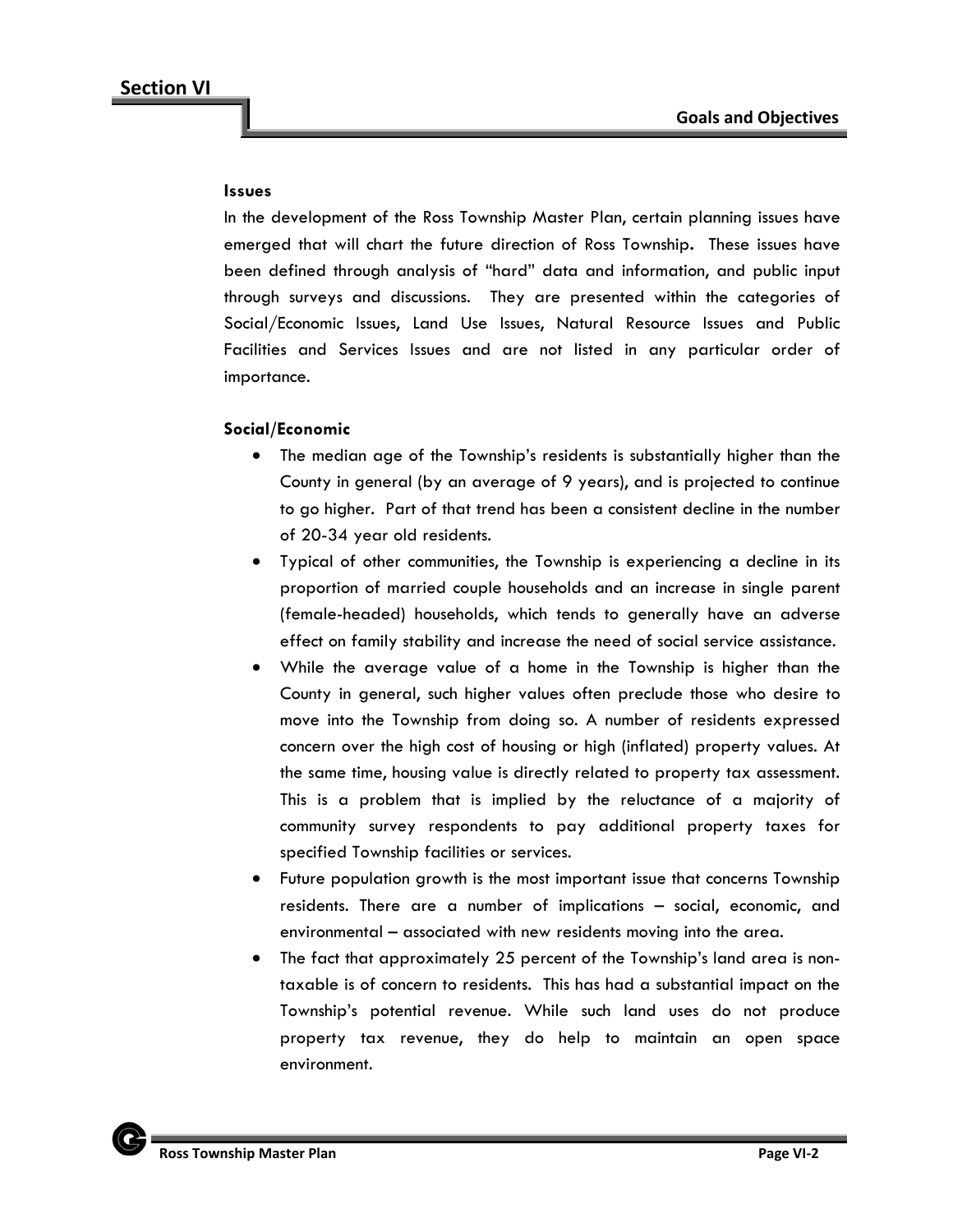### Issues

In the development of the Ross Township Master Plan, certain planning issues have emerged that will chart the future direction of Ross Township. These issues have been defined through analysis of "hard" data and information, and public input through surveys and discussions. They are presented within the categories of Social/Economic Issues, Land Use Issues, Natural Resource Issues and Public Facilities and Services Issues and are not listed in any particular order of importance.

### Social/Economic

- The median age of the Township's residents is substantially higher than the County in general (by an average of 9 years), and is projected to continue to go higher. Part of that trend has been a consistent decline in the number of 20-34 year old residents.
- Typical of other communities, the Township is experiencing a decline in its proportion of married couple households and an increase in single parent (female-headed) households, which tends to generally have an adverse effect on family stability and increase the need of social service assistance.
- While the average value of a home in the Township is higher than the County in general, such higher values often preclude those who desire to move into the Township from doing so. A number of residents expressed concern over the high cost of housing or high (inflated) property values. At the same time, housing value is directly related to property tax assessment. This is a problem that is implied by the reluctance of a majority of community survey respondents to pay additional property taxes for specified Township facilities or services.
- Future population growth is the most important issue that concerns Township residents. There are a number of implications – social, economic, and environmental – associated with new residents moving into the area.
- The fact that approximately 25 percent of the Township's land area is non-taxable is of concern to residents. This has had a substantial impact on the Township's potential revenue. While such land uses do not produce property tax revenue, they do help to maintain an open space environment.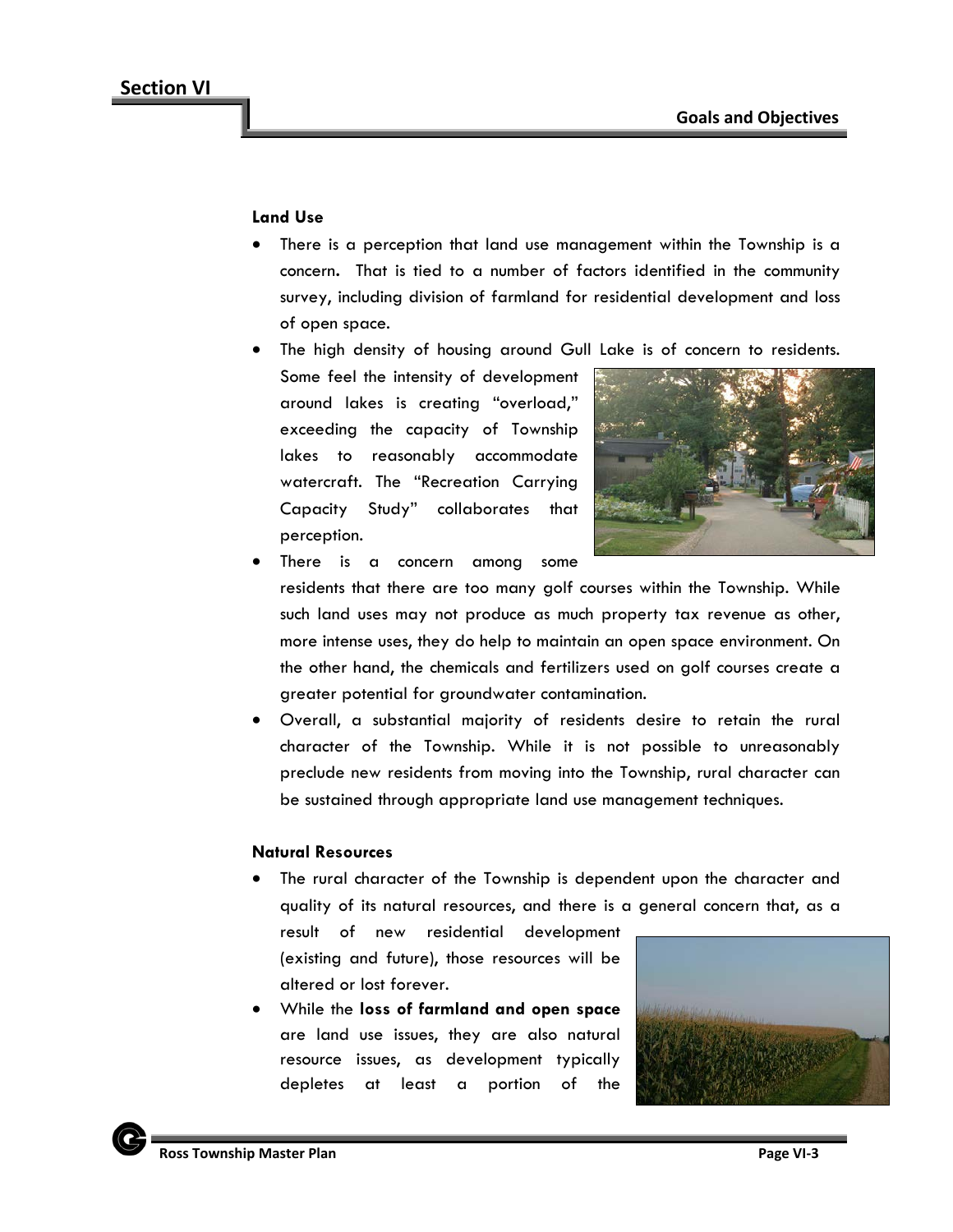### Land Use

- There is a perception that land use management within the Township is a concern. That is tied to a number of factors identified in the community survey, including division of farmland for residential development and loss of open space.
- The high density of housing around Gull Lake is of concern to residents. Some feel the intensity of development around lakes is creating "overload," exceeding the capacity of Township lakes to reasonably accommodate watercraft. The "Recreation Carrying Capacity Study" collaborates that perception.
- There is a concern among some residents that there are too many golf courses within the Township. While such land uses may not produce as much property tax revenue as other, more intense uses, they do help to maintain an open space environment. On the other hand, the chemicals and fertilizers used on golf courses create a greater potential for groundwater contamination.
- Overall, a substantial majority of residents desire to retain the rural character of the Township. While it is not possible to unreasonably preclude new residents from moving into the Township, rural character can be sustained through appropriate land use management techniques.

### Natural Resources

- The rural character of the Township is dependent upon the character and quality of its natural resources, and there is a general concern that, as a result of new residential development (existing and future), those resources will be altered or lost forever.
- While the **loss of farmland and open space** are land use issues, they are also natural resource issues, as development typically depletes at least a portion of the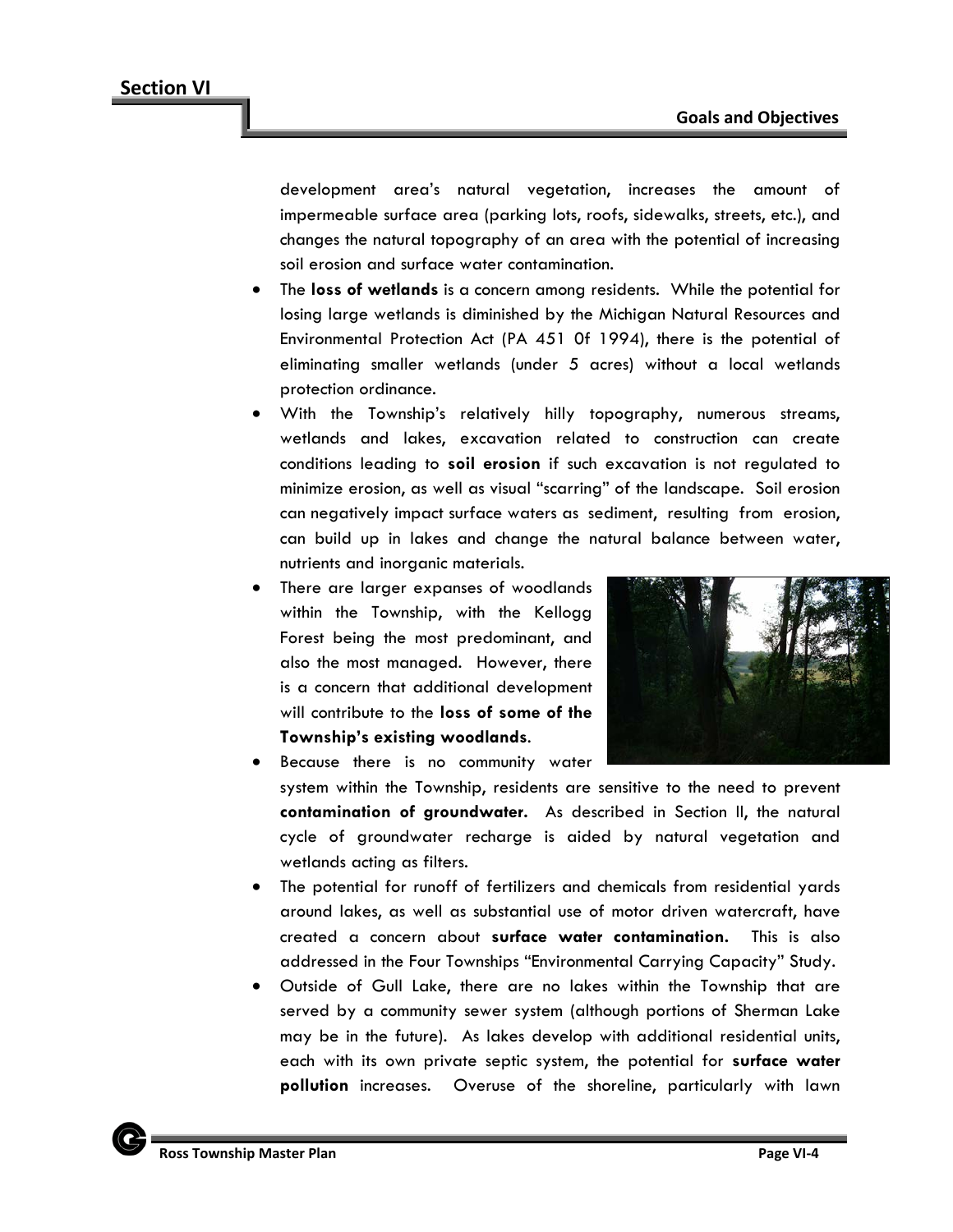development area's natural vegetation, increases the amount of impermeable surface area (parking lots, roofs, sidewalks, streets, etc.), and changes the natural topography of an area with the potential of increasing soil erosion and surface water contamination.

- The **loss of wetlands** is a concern among residents. While the potential for losing large wetlands is diminished by the Michigan Natural Resources and Environmental Protection Act (PA 451 0f 1994), there is the potential of eliminating smaller wetlands (under 5 acres) without a local wetlands protection ordinance.
- With the Township's relatively hilly topography, numerous streams, wetlands and lakes, excavation related to construction can create conditions leading to **soil erosion** if such excavation is not regulated to minimize erosion, as well as visual "scarring" of the landscape. Soil erosion can negatively impact surface waters as sediment, resulting from erosion, can build up in lakes and change the natural balance between water, nutrients and inorganic materials.
- There are larger expanses of woodlands within the Township, with the Kellogg Forest being the most predominant, and also the most managed. However, there is a concern that additional development will contribute to the **loss of some of the Township's existing woodlands**.
- Because there is no community water system within the Township, residents are sensitive to the need to prevent **contamination of groundwater.** As described in Section II, the natural cycle of groundwater recharge is aided by natural vegetation and wetlands acting as filters.
- The potential for runoff of fertilizers and chemicals from residential yards around lakes, as well as substantial use of motor driven watercraft, have created a concern about **surface water contamination.** This is also addressed in the Four Townships "Environmental Carrying Capacity" Study.
- Outside of Gull Lake, there are no lakes within the Township that are served by a community sewer system (although portions of Sherman Lake may be in the future). As lakes develop with additional residential units, each with its own private septic system, the potential for **surface water pollution** increases. Overuse of the shoreline, particularly with lawn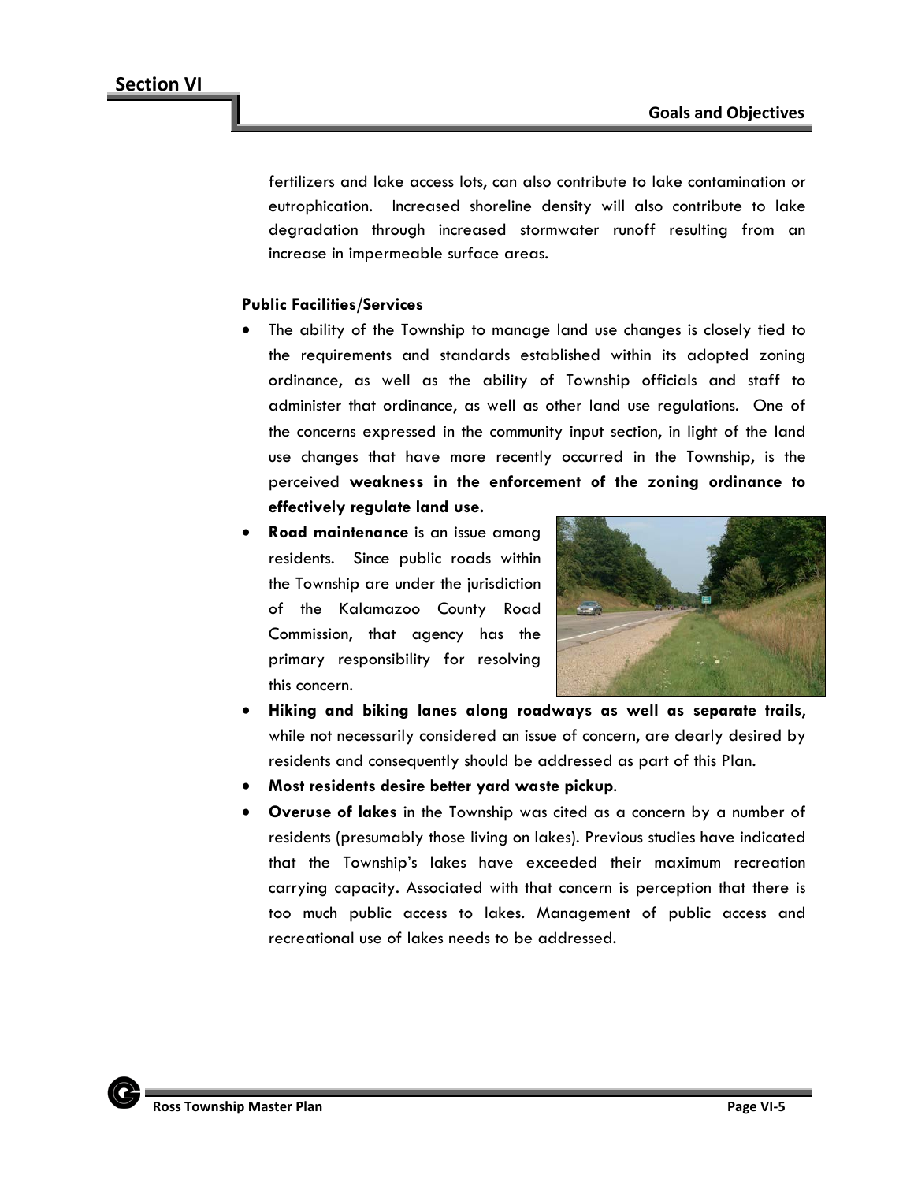fertilizers and lake access lots, can also contribute to lake contamination or eutrophication. Increased shoreline density will also contribute to lake degradation through increased stormwater runoff resulting from an increase in impermeable surface areas.

**Public Facilities/Services**

- The ability of the Township to manage land use changes is closely tied to the requirements and standards established within its adopted zoning ordinance, as well as the ability of Township officials and staff to administer that ordinance, as well as other land use regulations. One of the concerns expressed in the community input section, in light of the land use changes that have more recently occurred in the Township, is the perceived **weakness in the enforcement of the zoning ordinance to effectively regulate land use.**
- **Road maintenance** is an issue among residents. Since public roads within the Township are under the jurisdiction of the Kalamazoo County Road Commission, that agency has the primary responsibility for resolving this concern.
- **Hiking and biking lanes along roadways as well as separate trails**, while not necessarily considered an issue of concern, are clearly desired by residents and consequently should be addressed as part of this Plan.
- **Most residents desire better yard waste pickup**.
- **Overuse of lakes** in the Township was cited as a concern by a number of residents (presumably those living on lakes). Previous studies have indicated that the Township's lakes have exceeded their maximum recreation carrying capacity. Associated with that concern is perception that there is too much public access to lakes. Management of public access and recreational use of lakes needs to be addressed.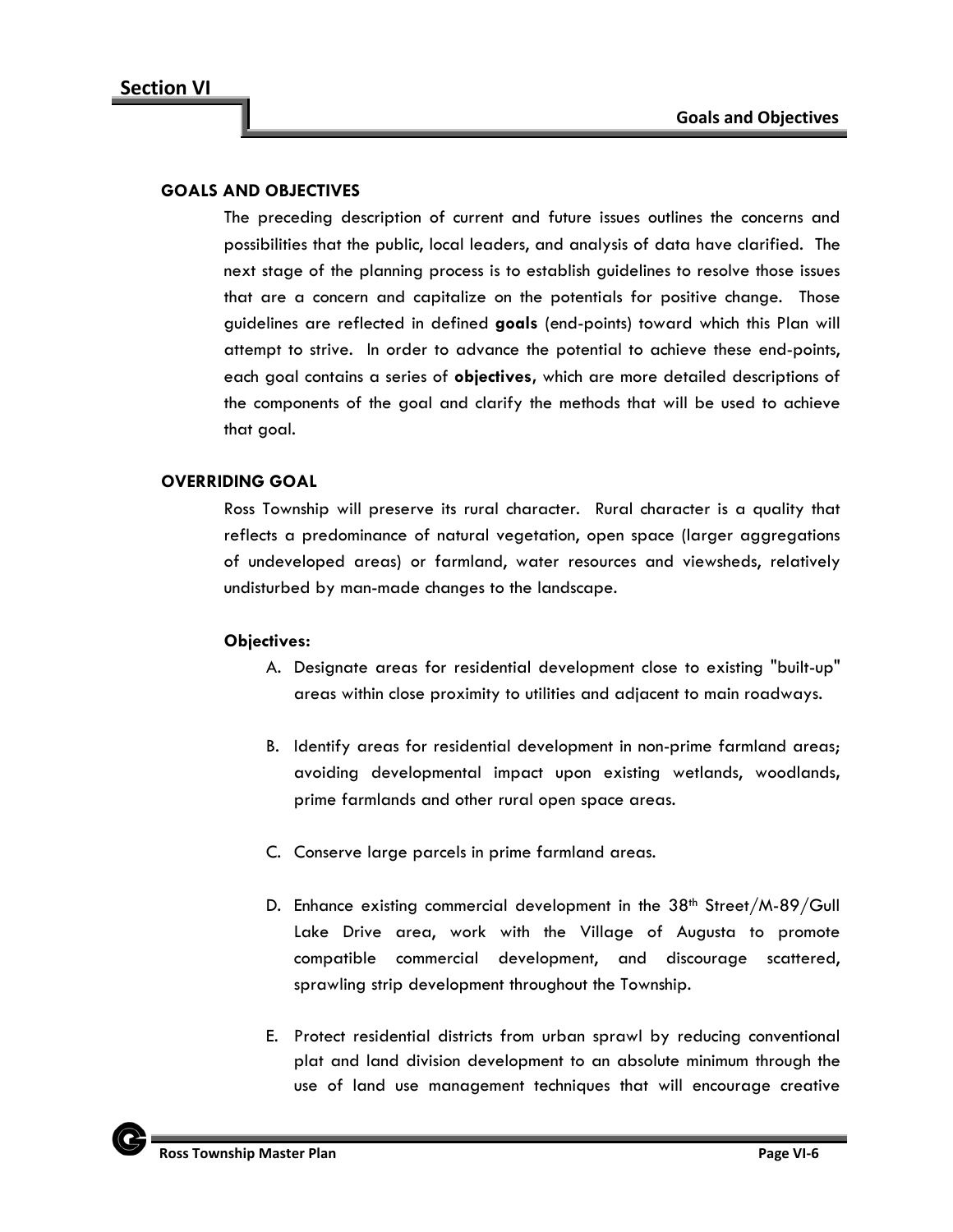## GOALS AND OBJECTIVES

The preceding description of current and future issues outlines the concerns and possibilities that the public, local leaders, and analysis of data have clarified. The next stage of the planning process is to establish guidelines to resolve those issues that are a concern and capitalize on the potentials for positive change. Those guidelines are reflected in defined **goals** (end-points) toward which this Plan will attempt to strive. In order to advance the potential to achieve these end-points, each goal contains a series of **objectives**, which are more detailed descriptions of the components of the goal and clarify the methods that will be used to achieve that goal.

## OVERRIDING GOAL

Ross Township will preserve its rural character. Rural character is a quality that reflects a predominance of natural vegetation, open space (larger aggregations of undeveloped areas) or farmland, water resources and viewsheds, relatively undisturbed by man-made changes to the landscape.

**Objectives:**

A. Designate areas for residential development close to existing "built-up" areas within close proximity to utilities and adjacent to main roadways.

B. Identify areas for residential development in non-prime farmland areas; avoiding developmental impact upon existing wetlands, woodlands, prime farmlands and other rural open space areas.

C. Conserve large parcels in prime farmland areas.

D. Enhance existing commercial development in the 38th Street/M-89/Gull Lake Drive area, work with the Village of Augusta to promote compatible commercial development, and discourage scattered, sprawling strip development throughout the Township.

E. Protect residential districts from urban sprawl by reducing conventional plat and land division development to an absolute minimum through the use of land use management techniques that will encourage creative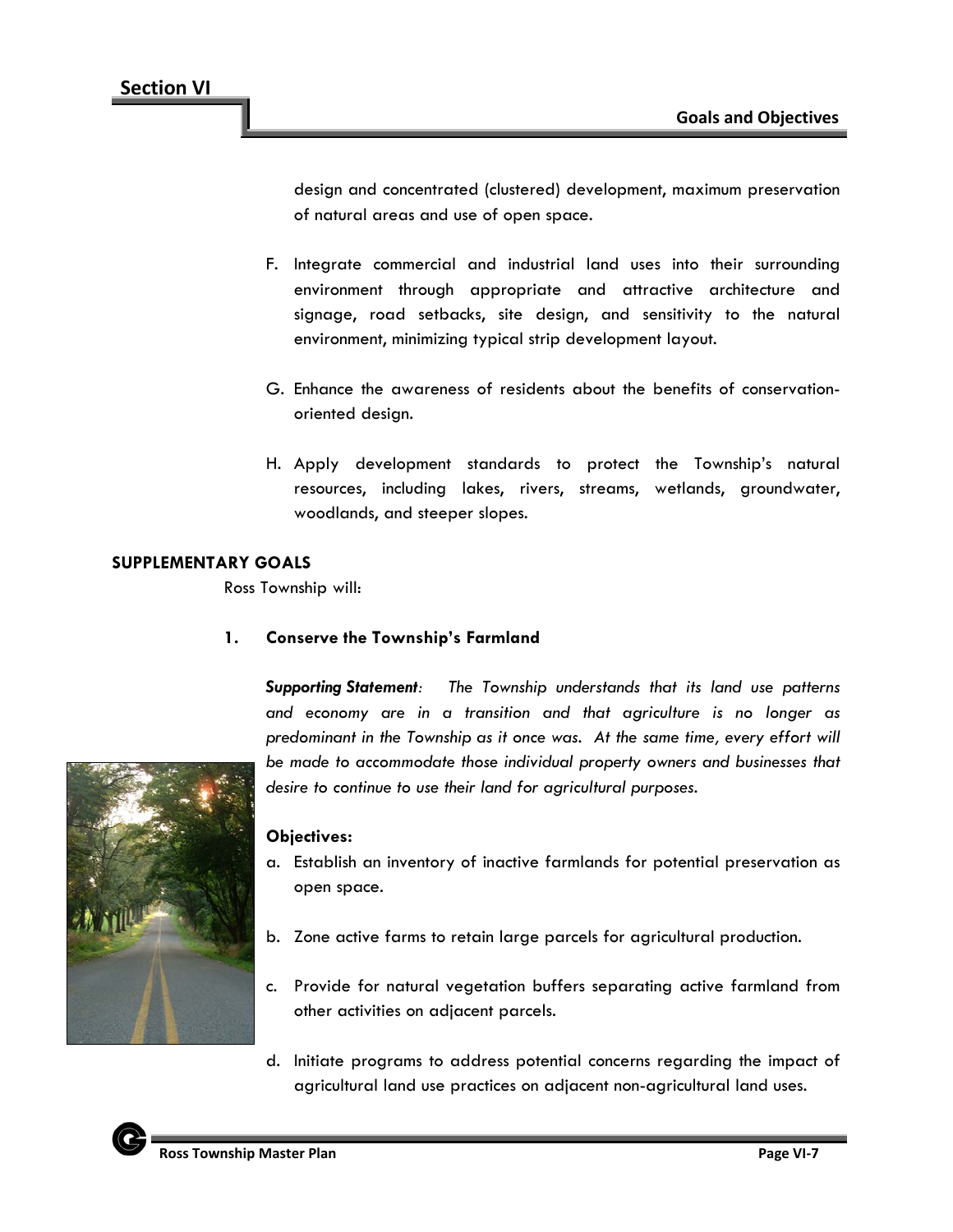design and concentrated (clustered) development, maximum preservation of natural areas and use of open space.

F. Integrate commercial and industrial land uses into their surrounding environment through appropriate and attractive architecture and signage, road setbacks, site design, and sensitivity to the natural environment, minimizing typical strip development layout.

G. Enhance the awareness of residents about the benefits of conservation-oriented design.

H. Apply development standards to protect the Township's natural resources, including lakes, rivers, streams, wetlands, groundwater, woodlands, and steeper slopes.

## SUPPLEMENTARY GOALS

Ross Township will:

### 1. Conserve the Township's Farmland

***Supporting Statement**: The Township understands that its land use patterns and economy are in a transition and that agriculture is no longer as predominant in the Township as it once was. At the same time, every effort will be made to accommodate those individual property owners and businesses that desire to continue to use their land for agricultural purposes.*

**Objectives:**

a. Establish an inventory of inactive farmlands for potential preservation as open space.

b. Zone active farms to retain large parcels for agricultural production.

c. Provide for natural vegetation buffers separating active farmland from other activities on adjacent parcels.

d. Initiate programs to address potential concerns regarding the impact of agricultural land use practices on adjacent non-agricultural land uses.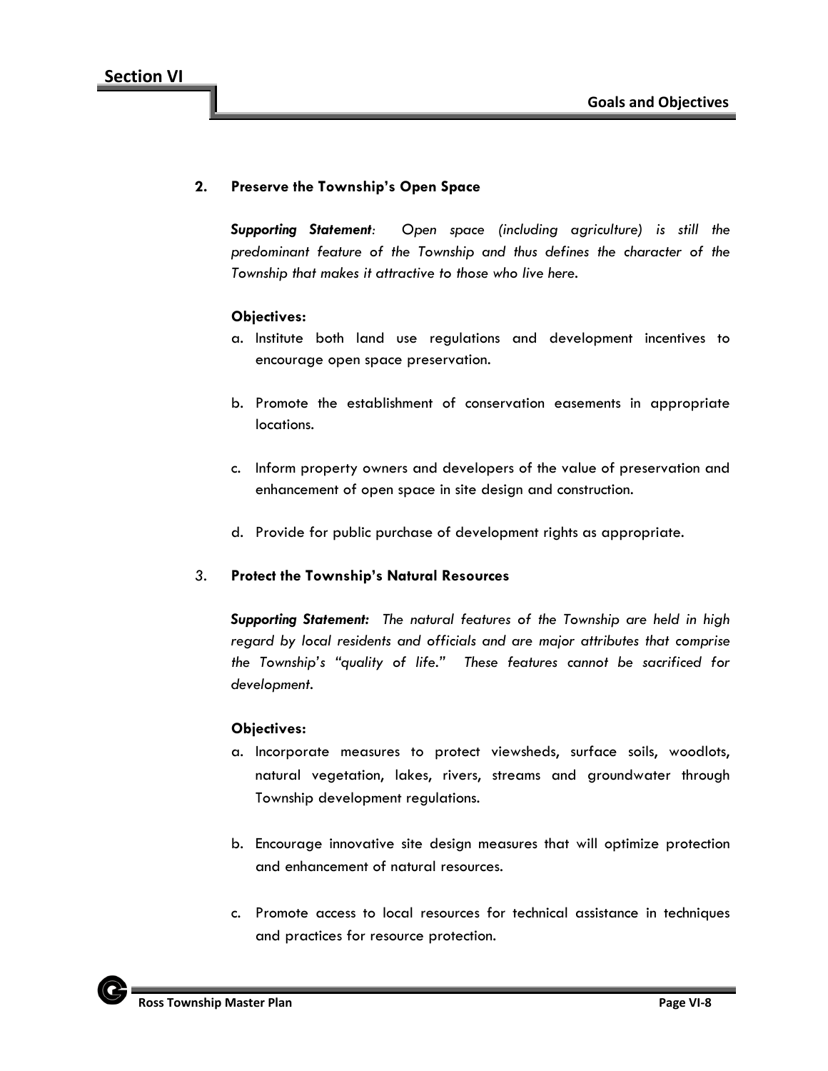**2. Preserve the Township's Open Space**

***Supporting Statement****: Open space (including agriculture) is still the predominant feature of the Township and thus defines the character of the Township that makes it attractive to those who live here.*

**Objectives:**

a. Institute both land use regulations and development incentives to encourage open space preservation.

b. Promote the establishment of conservation easements in appropriate locations.

c. Inform property owners and developers of the value of preservation and enhancement of open space in site design and construction.

d. Provide for public purchase of development rights as appropriate.

**3. Protect the Township's Natural Resources**

***Supporting Statement:*** *The natural features of the Township are held in high regard by local residents and officials and are major attributes that comprise the Township's "quality of life." These features cannot be sacrificed for development.*

**Objectives:**

a. Incorporate measures to protect viewsheds, surface soils, woodlots, natural vegetation, lakes, rivers, streams and groundwater through Township development regulations.

b. Encourage innovative site design measures that will optimize protection and enhancement of natural resources.

c. Promote access to local resources for technical assistance in techniques and practices for resource protection.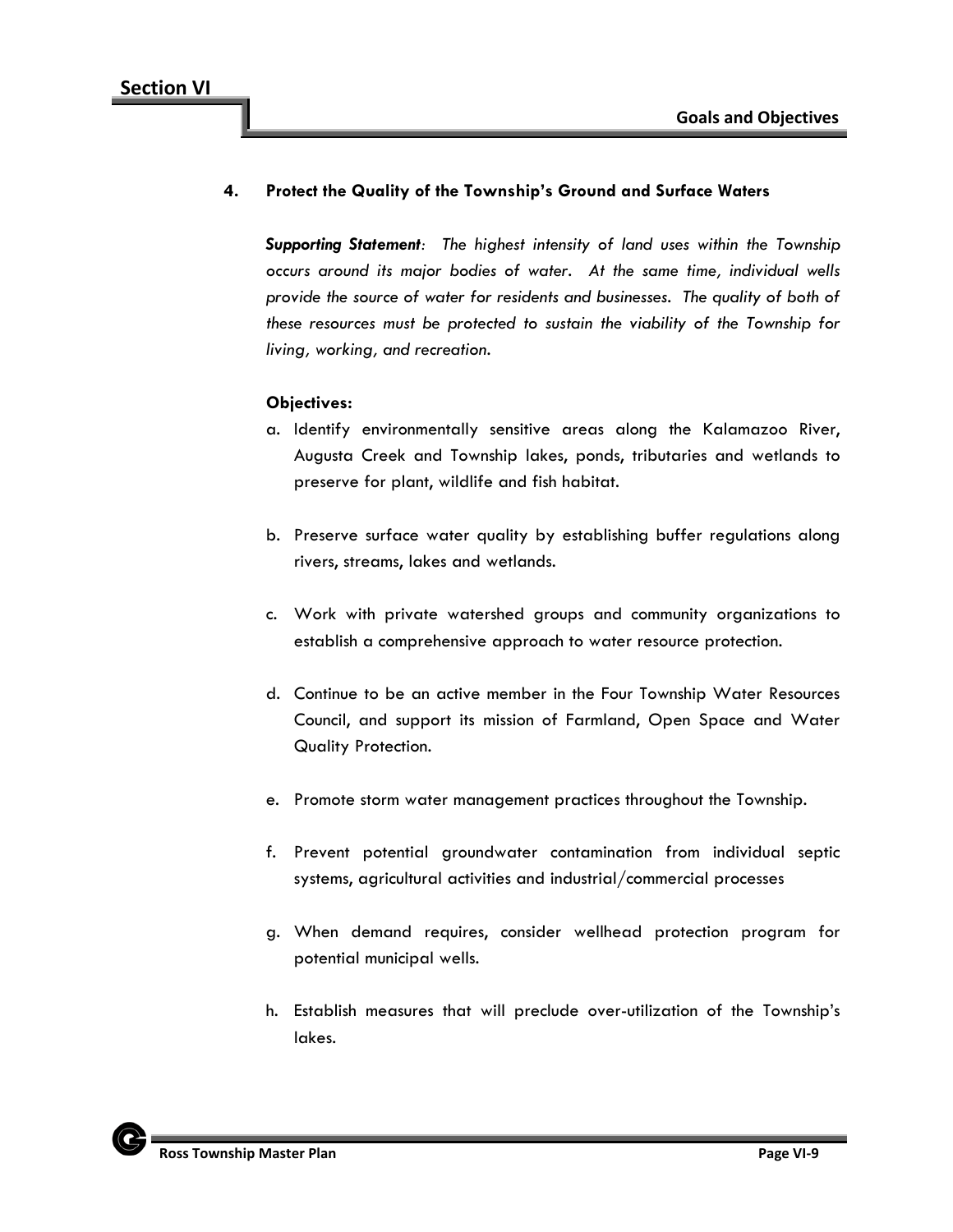### 4. Protect the Quality of the Township's Ground and Surface Waters

***Supporting Statement**: The highest intensity of land uses within the Township occurs around its major bodies of water. At the same time, individual wells provide the source of water for residents and businesses. The quality of both of these resources must be protected to sustain the viability of the Township for living, working, and recreation.*

**Objectives:**

a. Identify environmentally sensitive areas along the Kalamazoo River, Augusta Creek and Township lakes, ponds, tributaries and wetlands to preserve for plant, wildlife and fish habitat.

b. Preserve surface water quality by establishing buffer regulations along rivers, streams, lakes and wetlands.

c. Work with private watershed groups and community organizations to establish a comprehensive approach to water resource protection.

d. Continue to be an active member in the Four Township Water Resources Council, and support its mission of Farmland, Open Space and Water Quality Protection.

e. Promote storm water management practices throughout the Township.

f. Prevent potential groundwater contamination from individual septic systems, agricultural activities and industrial/commercial processes

g. When demand requires, consider wellhead protection program for potential municipal wells.

h. Establish measures that will preclude over-utilization of the Township's lakes.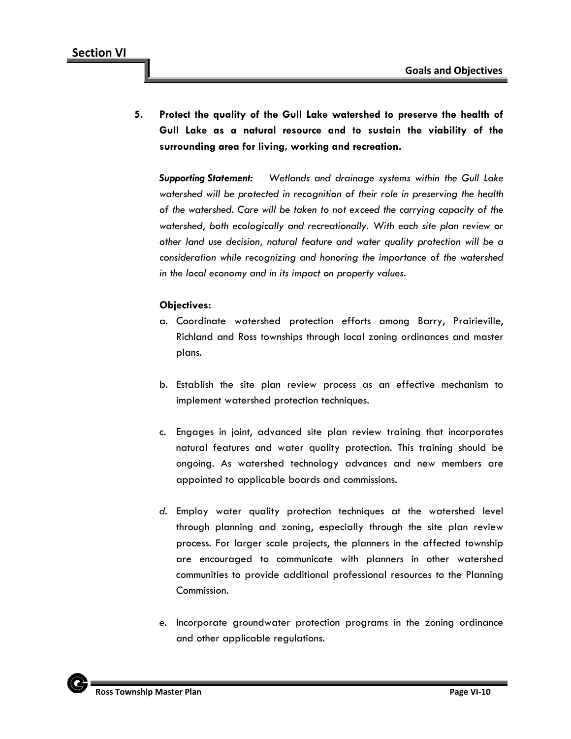5. **Protect the quality of the Gull Lake watershed to preserve the health of Gull Lake as a natural resource and to sustain the viability of the surrounding area for living, working and recreation.**

   ***Supporting Statement:*** *Wetlands and drainage systems within the Gull Lake watershed will be protected in recognition of their role in preserving the health of the watershed. Care will be taken to not exceed the carrying capacity of the watershed, both ecologically and recreationally. With each site plan review or other land use decision, natural feature and water quality protection will be a consideration while recognizing and honoring the importance of the watershed in the local economy and in its impact on property values.*

   **Objectives:**

   a. Coordinate watershed protection efforts among Barry, Prairieville, Richland and Ross townships through local zoning ordinances and master plans.

   b. Establish the site plan review process as an effective mechanism to implement watershed protection techniques.

   c. Engages in joint, advanced site plan review training that incorporates natural features and water quality protection. This training should be ongoing. As watershed technology advances and new members are appointed to applicable boards and commissions.

   d. Employ water quality protection techniques at the watershed level through planning and zoning, especially through the site plan review process. For larger scale projects, the planners in the affected township are encouraged to communicate with planners in other watershed communities to provide additional professional resources to the Planning Commission.

   e. Incorporate groundwater protection programs in the zoning ordinance and other applicable regulations.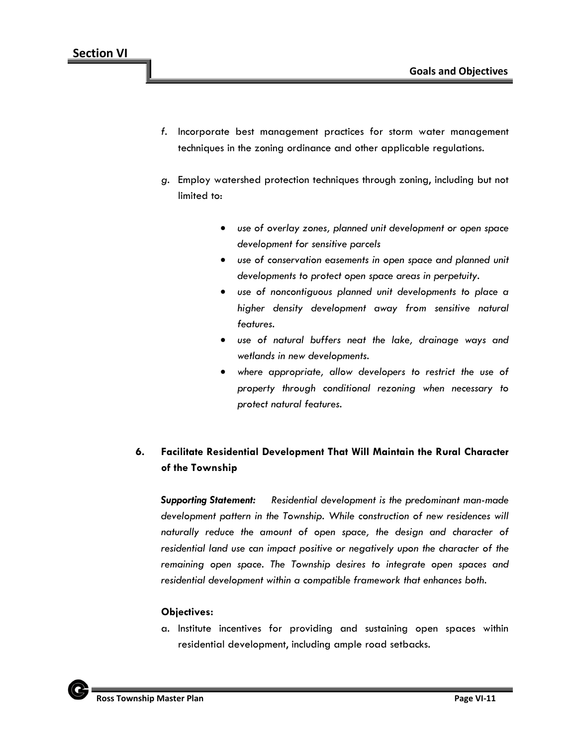f. Incorporate best management practices for storm water management techniques in the zoning ordinance and other applicable regulations.

g. Employ watershed protection techniques through zoning, including but not limited to:

   - *use of overlay zones, planned unit development or open space development for sensitive parcels*
   - *use of conservation easements in open space and planned unit developments to protect open space areas in perpetuity.*
   - *use of noncontiguous planned unit developments to place a higher density development away from sensitive natural features.*
   - *use of natural buffers neat the lake, drainage ways and wetlands in new developments.*
   - *where appropriate, allow developers to restrict the use of property through conditional rezoning when necessary to protect natural features.*

### 6. Facilitate Residential Development That Will Maintain the Rural Character of the Township

***Supporting Statement:*** *Residential development is the predominant man-made development pattern in the Township. While construction of new residences will naturally reduce the amount of open space, the design and character of residential land use can impact positive or negatively upon the character of the remaining open space. The Township desires to integrate open spaces and residential development within a compatible framework that enhances both.*

**Objectives:**

a. Institute incentives for providing and sustaining open spaces within residential development, including ample road setbacks.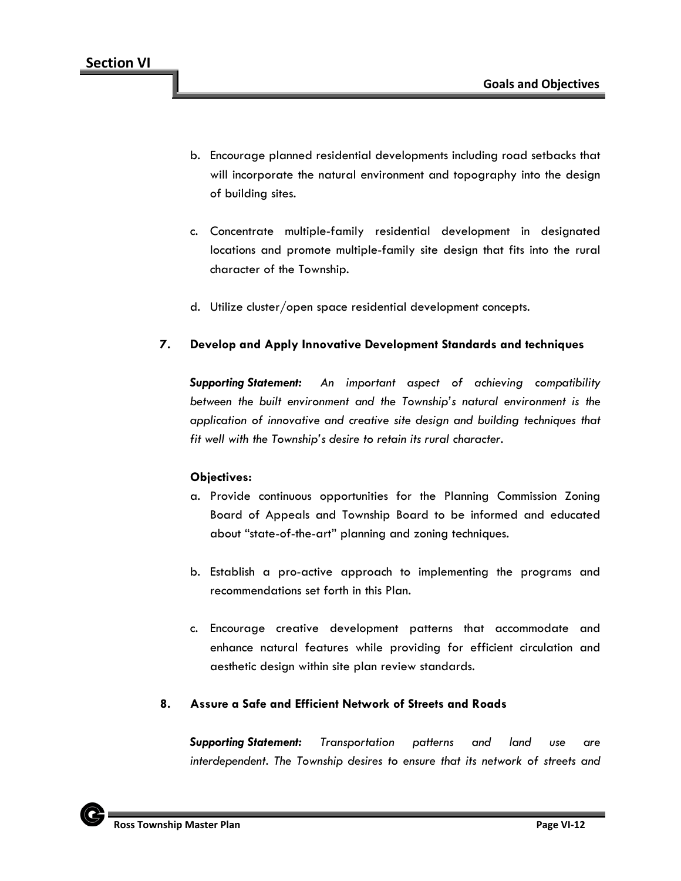b. Encourage planned residential developments including road setbacks that will incorporate the natural environment and topography into the design of building sites.

c. Concentrate multiple-family residential development in designated locations and promote multiple-family site design that fits into the rural character of the Township.

d. Utilize cluster/open space residential development concepts.

### 7. Develop and Apply Innovative Development Standards and techniques

***Supporting Statement:*** *An important aspect of achieving compatibility between the built environment and the Township's natural environment is the application of innovative and creative site design and building techniques that fit well with the Township's desire to retain its rural character.*

**Objectives:**

a. Provide continuous opportunities for the Planning Commission Zoning Board of Appeals and Township Board to be informed and educated about "state-of-the-art" planning and zoning techniques.

b. Establish a pro-active approach to implementing the programs and recommendations set forth in this Plan.

c. Encourage creative development patterns that accommodate and enhance natural features while providing for efficient circulation and aesthetic design within site plan review standards.

### 8. Assure a Safe and Efficient Network of Streets and Roads

***Supporting Statement:*** *Transportation patterns and land use are interdependent. The Township desires to ensure that its network of streets and*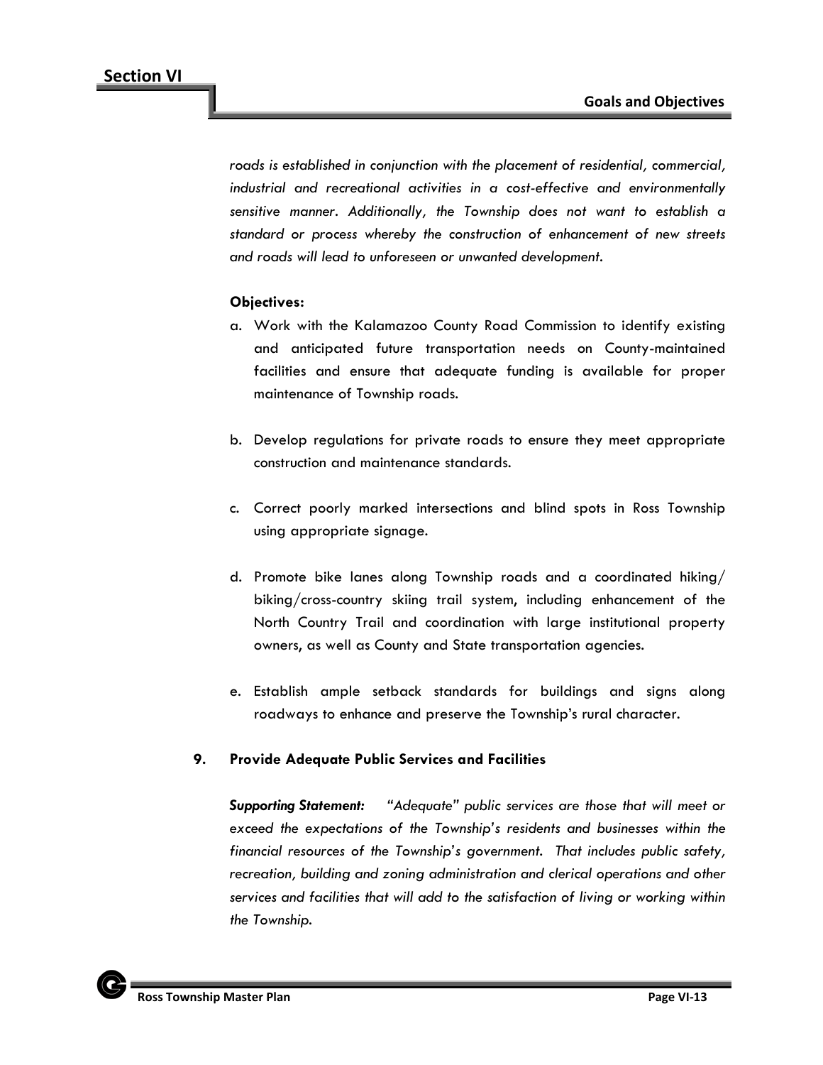*roads is established in conjunction with the placement of residential, commercial, industrial and recreational activities in a cost-effective and environmentally sensitive manner. Additionally, the Township does not want to establish a standard or process whereby the construction of enhancement of new streets and roads will lead to unforeseen or unwanted development.*

**Objectives:**

a. Work with the Kalamazoo County Road Commission to identify existing and anticipated future transportation needs on County-maintained facilities and ensure that adequate funding is available for proper maintenance of Township roads.

b. Develop regulations for private roads to ensure they meet appropriate construction and maintenance standards.

c. Correct poorly marked intersections and blind spots in Ross Township using appropriate signage.

d. Promote bike lanes along Township roads and a coordinated hiking/biking/cross-country skiing trail system, including enhancement of the North Country Trail and coordination with large institutional property owners, as well as County and State transportation agencies.

e. Establish ample setback standards for buildings and signs along roadways to enhance and preserve the Township's rural character.

### 9. Provide Adequate Public Services and Facilities

***Supporting Statement:*** *"Adequate" public services are those that will meet or exceed the expectations of the Township's residents and businesses within the financial resources of the Township's government. That includes public safety, recreation, building and zoning administration and clerical operations and other services and facilities that will add to the satisfaction of living or working within the Township.*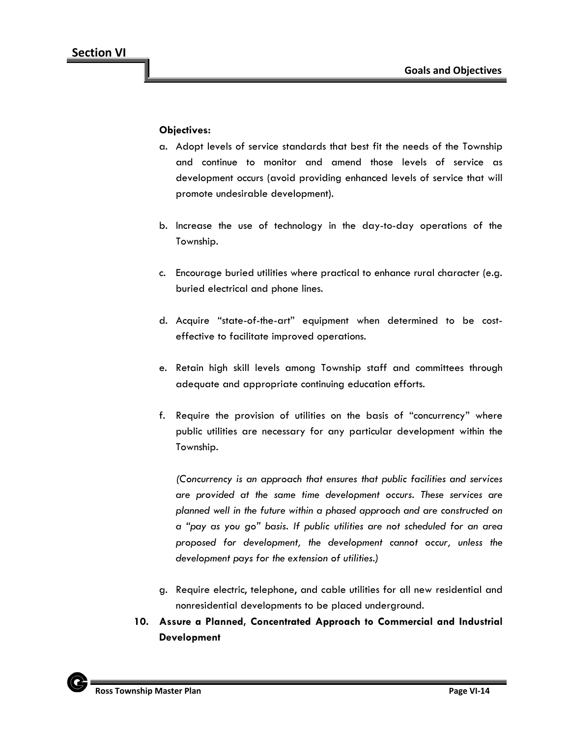**Objectives:**

a. Adopt levels of service standards that best fit the needs of the Township and continue to monitor and amend those levels of service as development occurs (avoid providing enhanced levels of service that will promote undesirable development).

b. Increase the use of technology in the day-to-day operations of the Township.

c. Encourage buried utilities where practical to enhance rural character (e.g. buried electrical and phone lines.

d. Acquire "state-of-the-art" equipment when determined to be cost-effective to facilitate improved operations.

e. Retain high skill levels among Township staff and committees through adequate and appropriate continuing education efforts.

f. Require the provision of utilities on the basis of "concurrency" where public utilities are necessary for any particular development within the Township.

   *(Concurrency is an approach that ensures that public facilities and services are provided at the same time development occurs. These services are planned well in the future within a phased approach and are constructed on a "pay as you go" basis. If public utilities are not scheduled for an area proposed for development, the development cannot occur, unless the development pays for the extension of utilities.)*

g. Require electric, telephone, and cable utilities for all new residential and nonresidential developments to be placed underground.

**10. Assure a Planned, Concentrated Approach to Commercial and Industrial Development**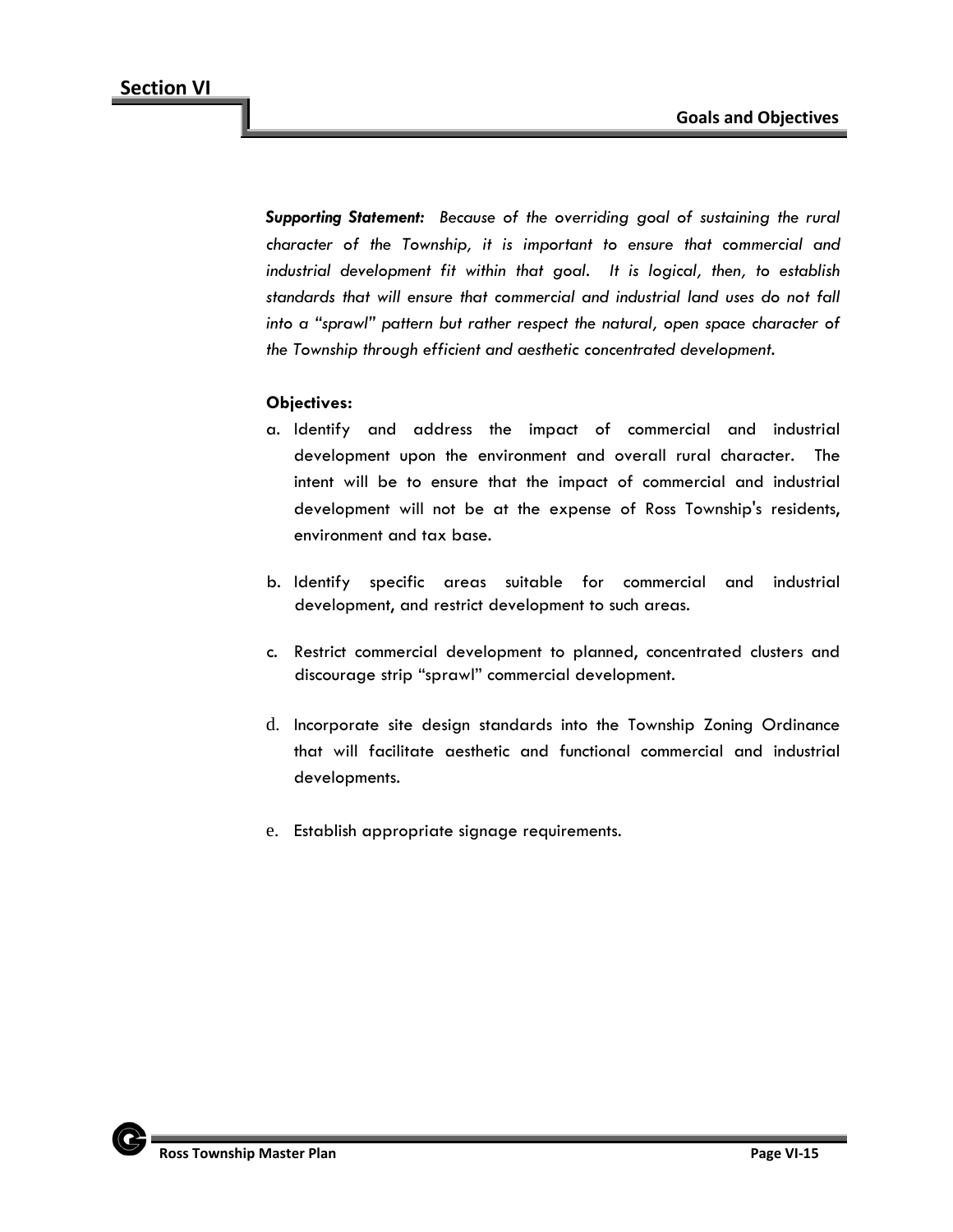***Supporting Statement:*** *Because of the overriding goal of sustaining the rural character of the Township, it is important to ensure that commercial and industrial development fit within that goal. It is logical, then, to establish standards that will ensure that commercial and industrial land uses do not fall into a "sprawl" pattern but rather respect the natural, open space character of the Township through efficient and aesthetic concentrated development.*

**Objectives:**

a. Identify and address the impact of commercial and industrial development upon the environment and overall rural character. The intent will be to ensure that the impact of commercial and industrial development will not be at the expense of Ross Township's residents, environment and tax base.

b. Identify specific areas suitable for commercial and industrial development, and restrict development to such areas.

c. Restrict commercial development to planned, concentrated clusters and discourage strip "sprawl" commercial development.

d. Incorporate site design standards into the Township Zoning Ordinance that will facilitate aesthetic and functional commercial and industrial developments.

e. Establish appropriate signage requirements.